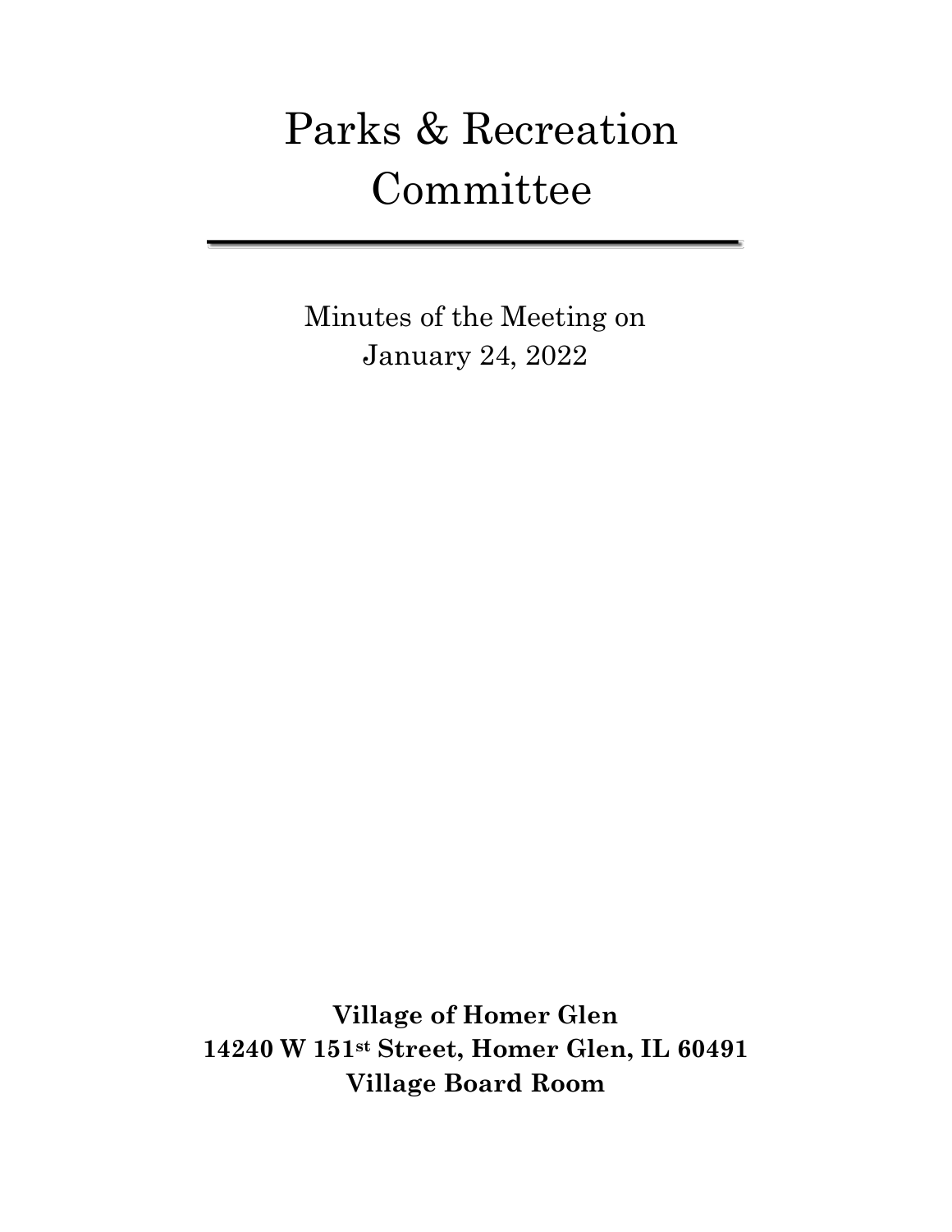# Parks & Recreation Committee

---

Minutes of the Meeting on
January 24, 2022

**Village of Homer Glen**
**14240 W 151st Street, Homer Glen, IL 60491**
**Village Board Room**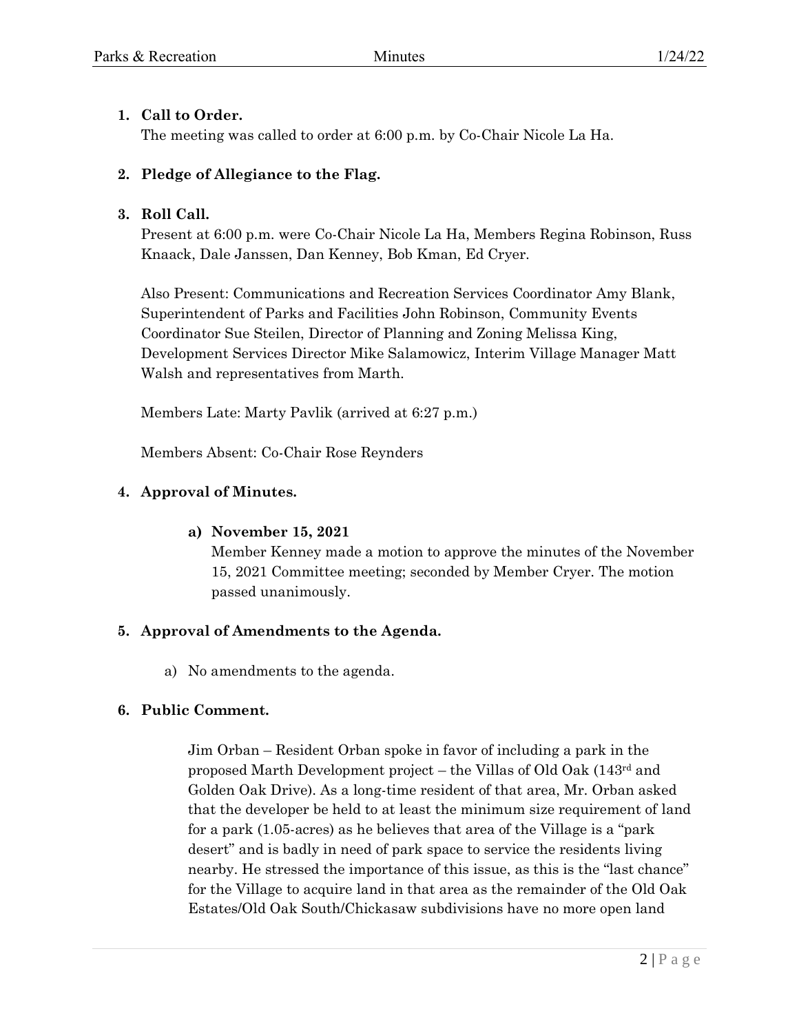1. **Call to Order.**

   The meeting was called to order at 6:00 p.m. by Co-Chair Nicole La Ha.

2. **Pledge of Allegiance to the Flag.**

3. **Roll Call.**

   Present at 6:00 p.m. were Co-Chair Nicole La Ha, Members Regina Robinson, Russ Knaack, Dale Janssen, Dan Kenney, Bob Kman, Ed Cryer.

   Also Present: Communications and Recreation Services Coordinator Amy Blank, Superintendent of Parks and Facilities John Robinson, Community Events Coordinator Sue Steilen, Director of Planning and Zoning Melissa King, Development Services Director Mike Salamowicz, Interim Village Manager Matt Walsh and representatives from Marth.

   Members Late: Marty Pavlik (arrived at 6:27 p.m.)

   Members Absent: Co-Chair Rose Reynders

4. **Approval of Minutes.**

   a) **November 15, 2021**

   Member Kenney made a motion to approve the minutes of the November 15, 2021 Committee meeting; seconded by Member Cryer. The motion passed unanimously.

5. **Approval of Amendments to the Agenda.**

   a) No amendments to the agenda.

6. **Public Comment.**

   Jim Orban – Resident Orban spoke in favor of including a park in the proposed Marth Development project – the Villas of Old Oak (143rd and Golden Oak Drive). As a long-time resident of that area, Mr. Orban asked that the developer be held to at least the minimum size requirement of land for a park (1.05-acres) as he believes that area of the Village is a "park desert" and is badly in need of park space to service the residents living nearby. He stressed the importance of this issue, as this is the "last chance" for the Village to acquire land in that area as the remainder of the Old Oak Estates/Old Oak South/Chickasaw subdivisions have no more open land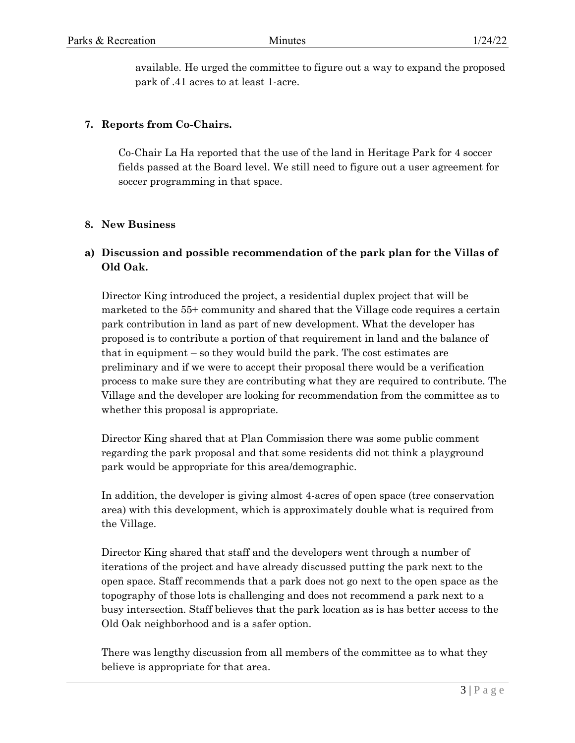available. He urged the committee to figure out a way to expand the proposed park of .41 acres to at least 1-acre.

**7. Reports from Co-Chairs.**

Co-Chair La Ha reported that the use of the land in Heritage Park for 4 soccer fields passed at the Board level. We still need to figure out a user agreement for soccer programming in that space.

**8. New Business**

**a) Discussion and possible recommendation of the park plan for the Villas of Old Oak.**

Director King introduced the project, a residential duplex project that will be marketed to the 55+ community and shared that the Village code requires a certain park contribution in land as part of new development. What the developer has proposed is to contribute a portion of that requirement in land and the balance of that in equipment – so they would build the park. The cost estimates are preliminary and if we were to accept their proposal there would be a verification process to make sure they are contributing what they are required to contribute. The Village and the developer are looking for recommendation from the committee as to whether this proposal is appropriate.

Director King shared that at Plan Commission there was some public comment regarding the park proposal and that some residents did not think a playground park would be appropriate for this area/demographic.

In addition, the developer is giving almost 4-acres of open space (tree conservation area) with this development, which is approximately double what is required from the Village.

Director King shared that staff and the developers went through a number of iterations of the project and have already discussed putting the park next to the open space. Staff recommends that a park does not go next to the open space as the topography of those lots is challenging and does not recommend a park next to a busy intersection. Staff believes that the park location as is has better access to the Old Oak neighborhood and is a safer option.

There was lengthy discussion from all members of the committee as to what they believe is appropriate for that area.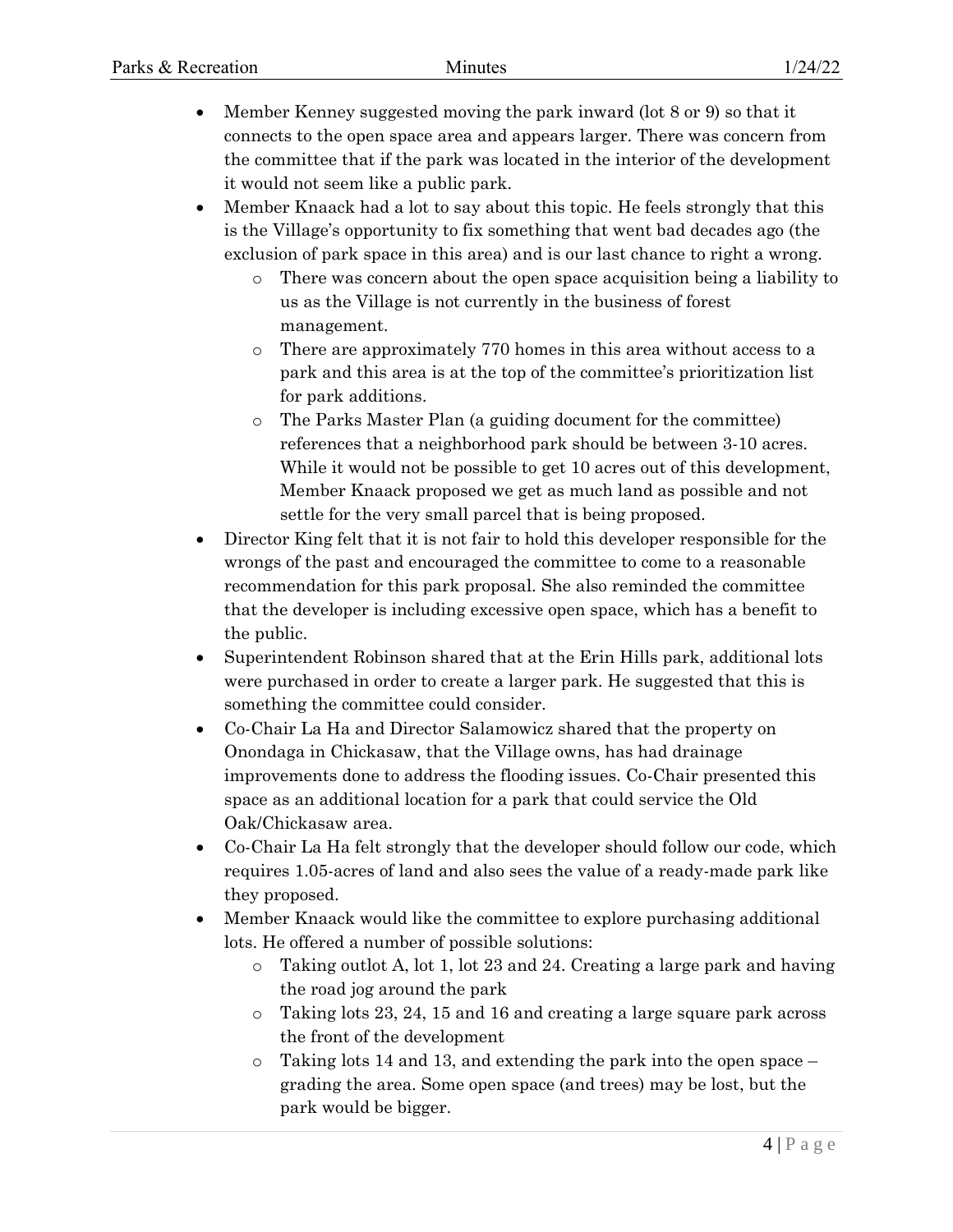- Member Kenney suggested moving the park inward (lot 8 or 9) so that it connects to the open space area and appears larger. There was concern from the committee that if the park was located in the interior of the development it would not seem like a public park.
- Member Knaack had a lot to say about this topic. He feels strongly that this is the Village's opportunity to fix something that went bad decades ago (the exclusion of park space in this area) and is our last chance to right a wrong.
    - There was concern about the open space acquisition being a liability to us as the Village is not currently in the business of forest management.
    - There are approximately 770 homes in this area without access to a park and this area is at the top of the committee's prioritization list for park additions.
    - The Parks Master Plan (a guiding document for the committee) references that a neighborhood park should be between 3-10 acres. While it would not be possible to get 10 acres out of this development, Member Knaack proposed we get as much land as possible and not settle for the very small parcel that is being proposed.
- Director King felt that it is not fair to hold this developer responsible for the wrongs of the past and encouraged the committee to come to a reasonable recommendation for this park proposal. She also reminded the committee that the developer is including excessive open space, which has a benefit to the public.
- Superintendent Robinson shared that at the Erin Hills park, additional lots were purchased in order to create a larger park. He suggested that this is something the committee could consider.
- Co-Chair La Ha and Director Salamowicz shared that the property on Onondaga in Chickasaw, that the Village owns, has had drainage improvements done to address the flooding issues. Co-Chair presented this space as an additional location for a park that could service the Old Oak/Chickasaw area.
- Co-Chair La Ha felt strongly that the developer should follow our code, which requires 1.05-acres of land and also sees the value of a ready-made park like they proposed.
- Member Knaack would like the committee to explore purchasing additional lots. He offered a number of possible solutions:
    - Taking outlot A, lot 1, lot 23 and 24. Creating a large park and having the road jog around the park
    - Taking lots 23, 24, 15 and 16 and creating a large square park across the front of the development
    - Taking lots 14 and 13, and extending the park into the open space – grading the area. Some open space (and trees) may be lost, but the park would be bigger.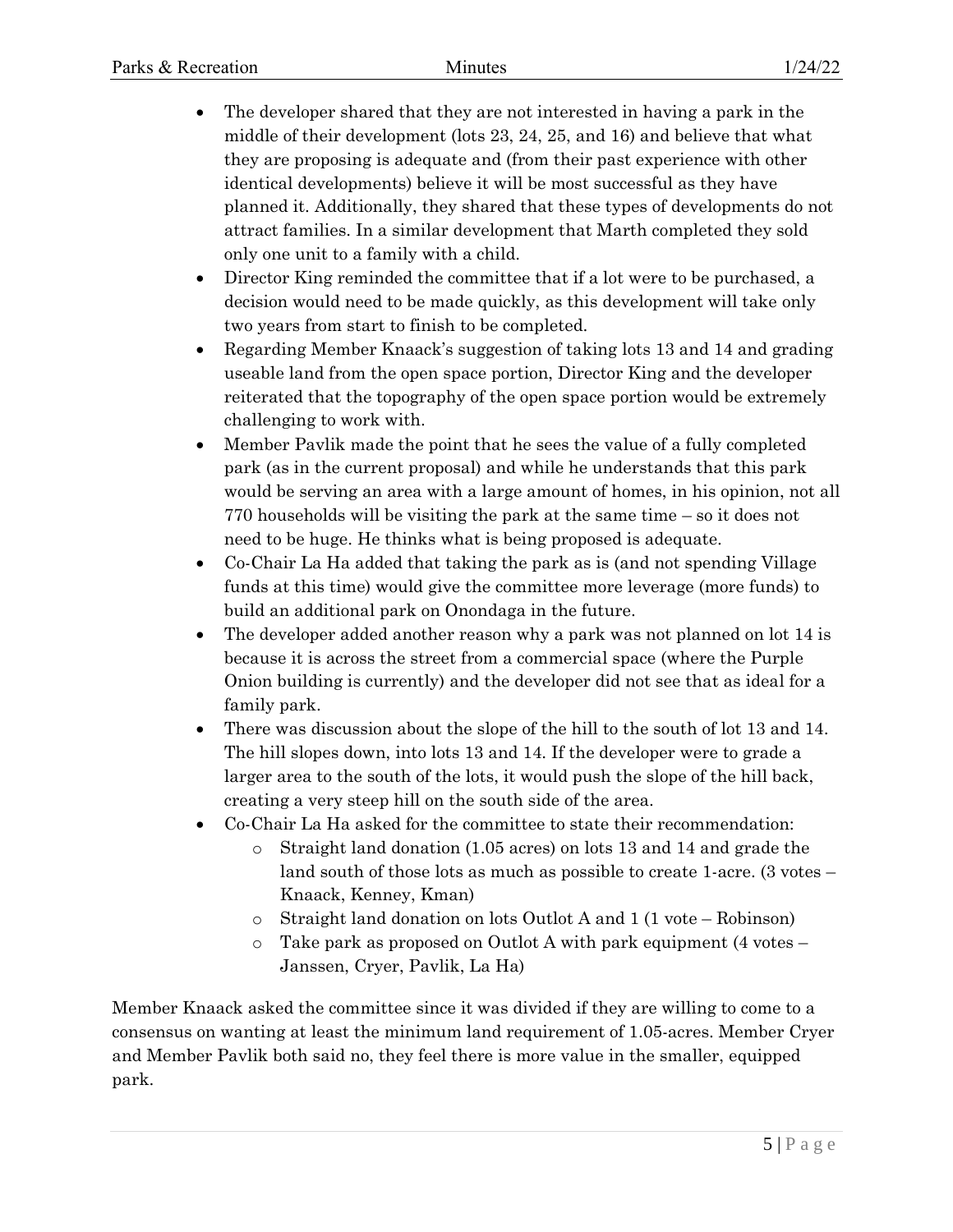- The developer shared that they are not interested in having a park in the middle of their development (lots 23, 24, 25, and 16) and believe that what they are proposing is adequate and (from their past experience with other identical developments) believe it will be most successful as they have planned it. Additionally, they shared that these types of developments do not attract families. In a similar development that Marth completed they sold only one unit to a family with a child.
- Director King reminded the committee that if a lot were to be purchased, a decision would need to be made quickly, as this development will take only two years from start to finish to be completed.
- Regarding Member Knaack's suggestion of taking lots 13 and 14 and grading useable land from the open space portion, Director King and the developer reiterated that the topography of the open space portion would be extremely challenging to work with.
- Member Pavlik made the point that he sees the value of a fully completed park (as in the current proposal) and while he understands that this park would be serving an area with a large amount of homes, in his opinion, not all 770 households will be visiting the park at the same time – so it does not need to be huge. He thinks what is being proposed is adequate.
- Co-Chair La Ha added that taking the park as is (and not spending Village funds at this time) would give the committee more leverage (more funds) to build an additional park on Onondaga in the future.
- The developer added another reason why a park was not planned on lot 14 is because it is across the street from a commercial space (where the Purple Onion building is currently) and the developer did not see that as ideal for a family park.
- There was discussion about the slope of the hill to the south of lot 13 and 14. The hill slopes down, into lots 13 and 14. If the developer were to grade a larger area to the south of the lots, it would push the slope of the hill back, creating a very steep hill on the south side of the area.
- Co-Chair La Ha asked for the committee to state their recommendation:
  - Straight land donation (1.05 acres) on lots 13 and 14 and grade the land south of those lots as much as possible to create 1-acre. (3 votes – Knaack, Kenney, Kman)
  - Straight land donation on lots Outlot A and 1 (1 vote – Robinson)
  - Take park as proposed on Outlot A with park equipment (4 votes – Janssen, Cryer, Pavlik, La Ha)

Member Knaack asked the committee since it was divided if they are willing to come to a consensus on wanting at least the minimum land requirement of 1.05-acres. Member Cryer and Member Pavlik both said no, they feel there is more value in the smaller, equipped park.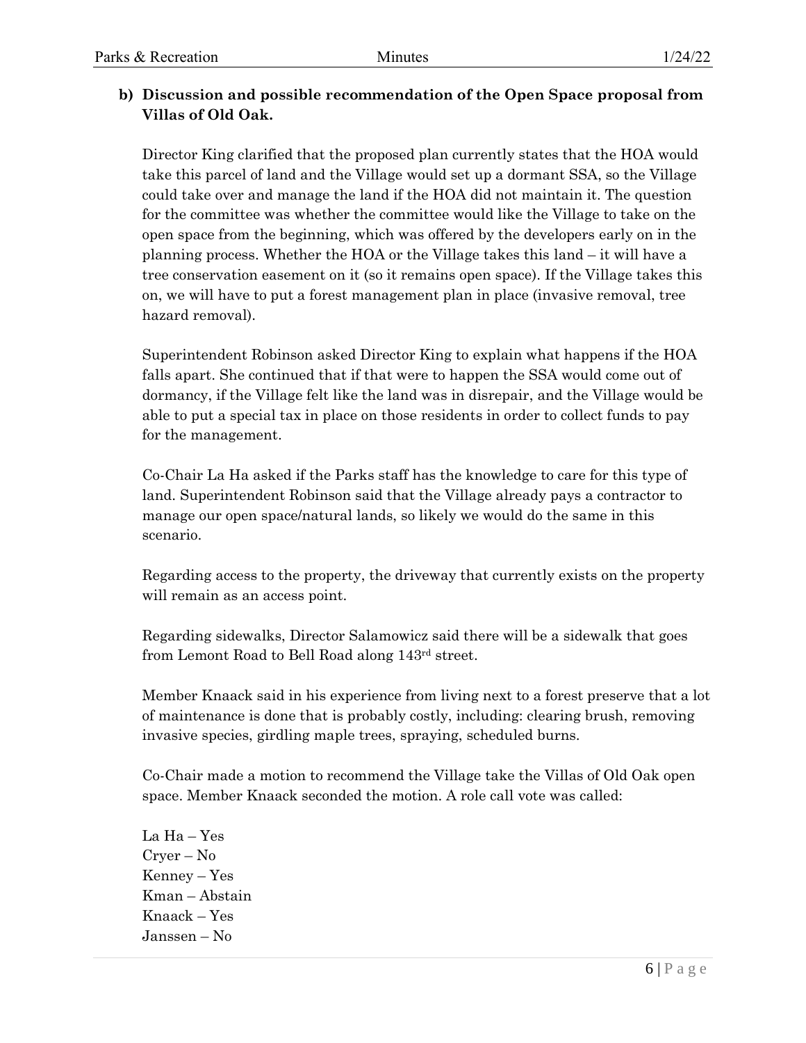**b) Discussion and possible recommendation of the Open Space proposal from Villas of Old Oak.**

Director King clarified that the proposed plan currently states that the HOA would take this parcel of land and the Village would set up a dormant SSA, so the Village could take over and manage the land if the HOA did not maintain it. The question for the committee was whether the committee would like the Village to take on the open space from the beginning, which was offered by the developers early on in the planning process. Whether the HOA or the Village takes this land – it will have a tree conservation easement on it (so it remains open space). If the Village takes this on, we will have to put a forest management plan in place (invasive removal, tree hazard removal).

Superintendent Robinson asked Director King to explain what happens if the HOA falls apart. She continued that if that were to happen the SSA would come out of dormancy, if the Village felt like the land was in disrepair, and the Village would be able to put a special tax in place on those residents in order to collect funds to pay for the management.

Co-Chair La Ha asked if the Parks staff has the knowledge to care for this type of land. Superintendent Robinson said that the Village already pays a contractor to manage our open space/natural lands, so likely we would do the same in this scenario.

Regarding access to the property, the driveway that currently exists on the property will remain as an access point.

Regarding sidewalks, Director Salamowicz said there will be a sidewalk that goes from Lemont Road to Bell Road along 143rd street.

Member Knaack said in his experience from living next to a forest preserve that a lot of maintenance is done that is probably costly, including: clearing brush, removing invasive species, girdling maple trees, spraying, scheduled burns.

Co-Chair made a motion to recommend the Village take the Villas of Old Oak open space. Member Knaack seconded the motion. A role call vote was called:

La Ha – Yes
Cryer – No
Kenney – Yes
Kman – Abstain
Knaack – Yes
Janssen – No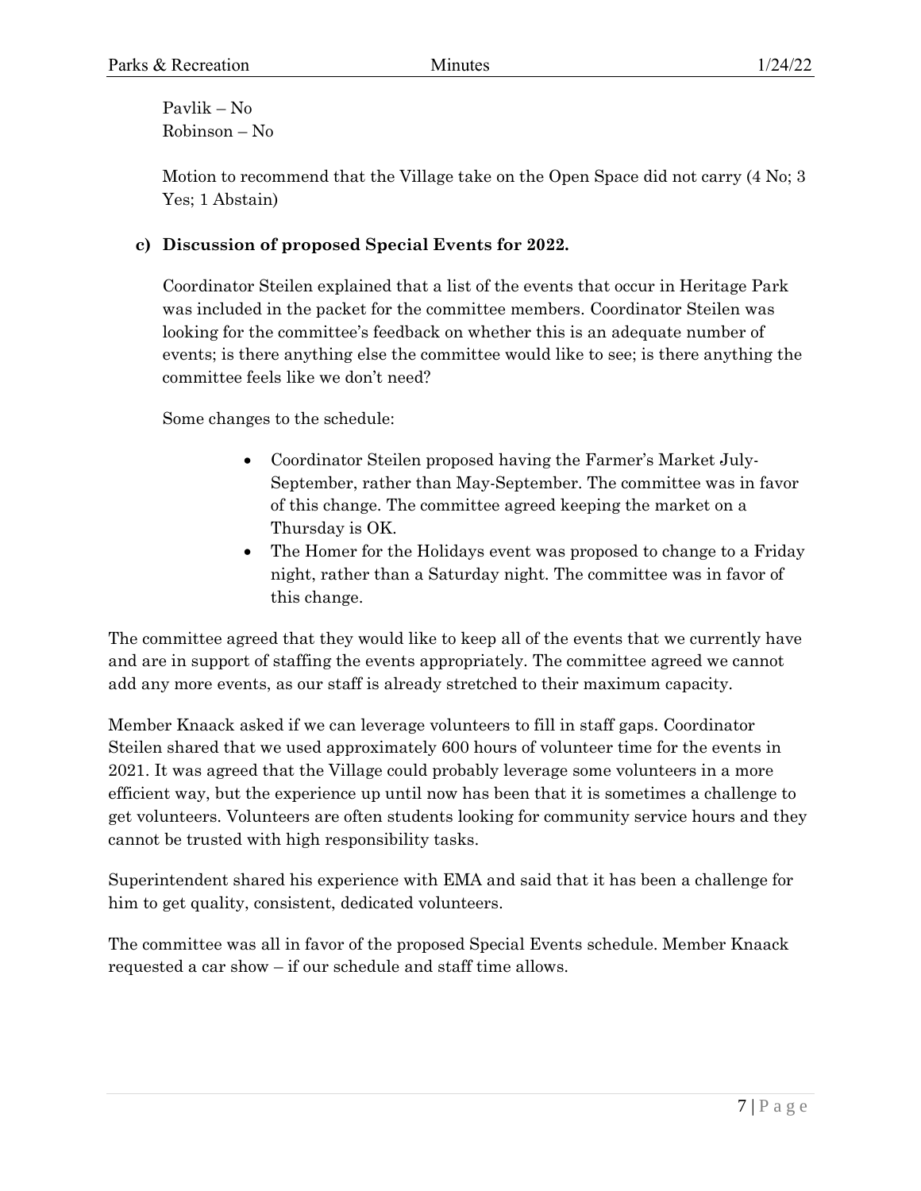Pavlik – No
Robinson – No

Motion to recommend that the Village take on the Open Space did not carry (4 No; 3 Yes; 1 Abstain)

**c) Discussion of proposed Special Events for 2022.**

Coordinator Steilen explained that a list of the events that occur in Heritage Park was included in the packet for the committee members. Coordinator Steilen was looking for the committee's feedback on whether this is an adequate number of events; is there anything else the committee would like to see; is there anything the committee feels like we don't need?

Some changes to the schedule:

- Coordinator Steilen proposed having the Farmer's Market July-September, rather than May-September. The committee was in favor of this change. The committee agreed keeping the market on a Thursday is OK.
- The Homer for the Holidays event was proposed to change to a Friday night, rather than a Saturday night. The committee was in favor of this change.

The committee agreed that they would like to keep all of the events that we currently have and are in support of staffing the events appropriately. The committee agreed we cannot add any more events, as our staff is already stretched to their maximum capacity.

Member Knaack asked if we can leverage volunteers to fill in staff gaps. Coordinator Steilen shared that we used approximately 600 hours of volunteer time for the events in 2021. It was agreed that the Village could probably leverage some volunteers in a more efficient way, but the experience up until now has been that it is sometimes a challenge to get volunteers. Volunteers are often students looking for community service hours and they cannot be trusted with high responsibility tasks.

Superintendent shared his experience with EMA and said that it has been a challenge for him to get quality, consistent, dedicated volunteers.

The committee was all in favor of the proposed Special Events schedule. Member Knaack requested a car show – if our schedule and staff time allows.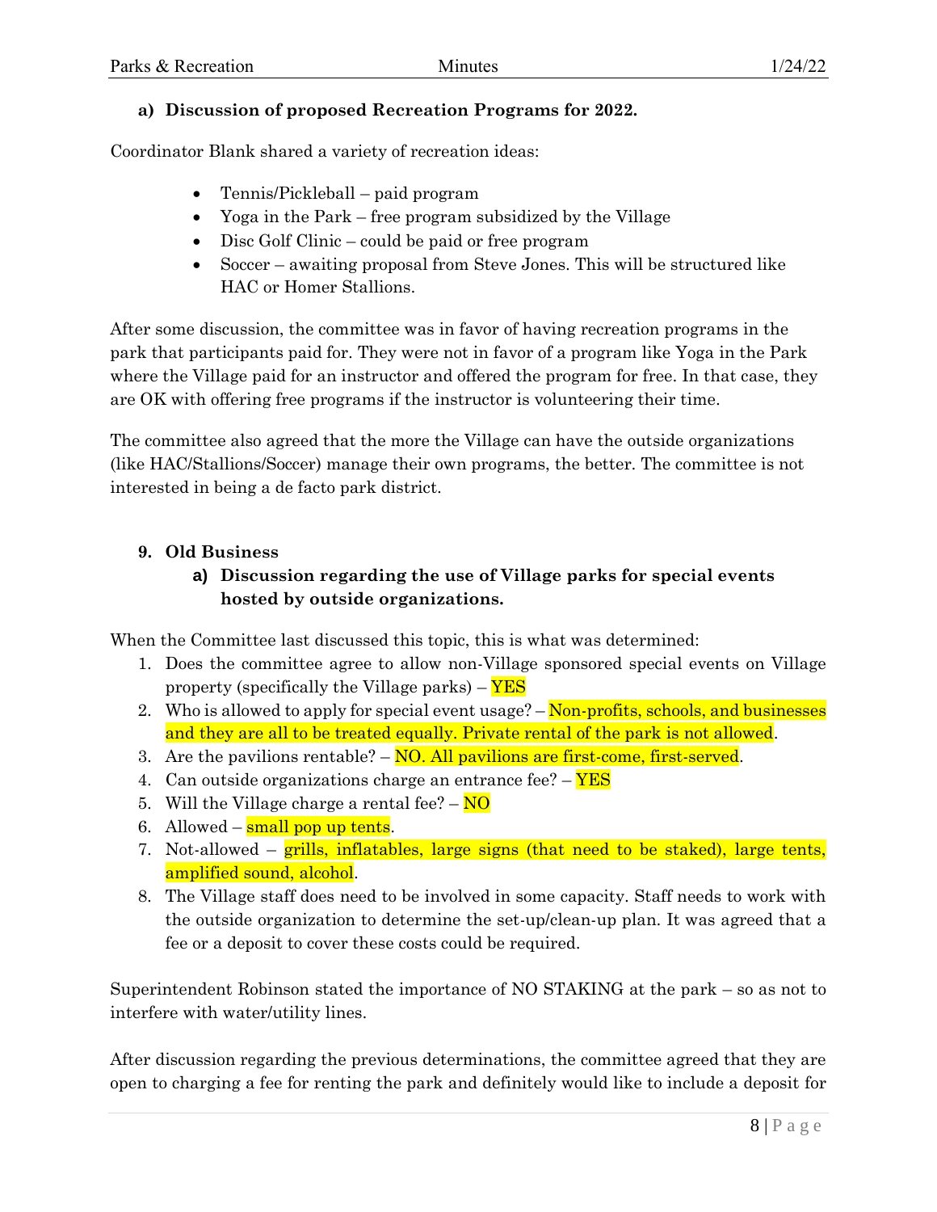#### a) Discussion of proposed Recreation Programs for 2022.

Coordinator Blank shared a variety of recreation ideas:

- Tennis/Pickleball – paid program
- Yoga in the Park – free program subsidized by the Village
- Disc Golf Clinic – could be paid or free program
- Soccer – awaiting proposal from Steve Jones. This will be structured like HAC or Homer Stallions.

After some discussion, the committee was in favor of having recreation programs in the park that participants paid for. They were not in favor of a program like Yoga in the Park where the Village paid for an instructor and offered the program for free. In that case, they are OK with offering free programs if the instructor is volunteering their time.

The committee also agreed that the more the Village can have the outside organizations (like HAC/Stallions/Soccer) manage their own programs, the better. The committee is not interested in being a de facto park district.

### 9. Old Business

#### a) Discussion regarding the use of Village parks for special events hosted by outside organizations.

When the Committee last discussed this topic, this is what was determined:

1. Does the committee agree to allow non-Village sponsored special events on Village property (specifically the Village parks) – YES
2. Who is allowed to apply for special event usage? – Non-profits, schools, and businesses and they are all to be treated equally. Private rental of the park is not allowed.
3. Are the pavilions rentable? – NO. All pavilions are first-come, first-served.
4. Can outside organizations charge an entrance fee? – YES
5. Will the Village charge a rental fee? – NO
6. Allowed – small pop up tents.
7. Not-allowed – grills, inflatables, large signs (that need to be staked), large tents, amplified sound, alcohol.
8. The Village staff does need to be involved in some capacity. Staff needs to work with the outside organization to determine the set-up/clean-up plan. It was agreed that a fee or a deposit to cover these costs could be required.

Superintendent Robinson stated the importance of NO STAKING at the park – so as not to interfere with water/utility lines.

After discussion regarding the previous determinations, the committee agreed that they are open to charging a fee for renting the park and definitely would like to include a deposit for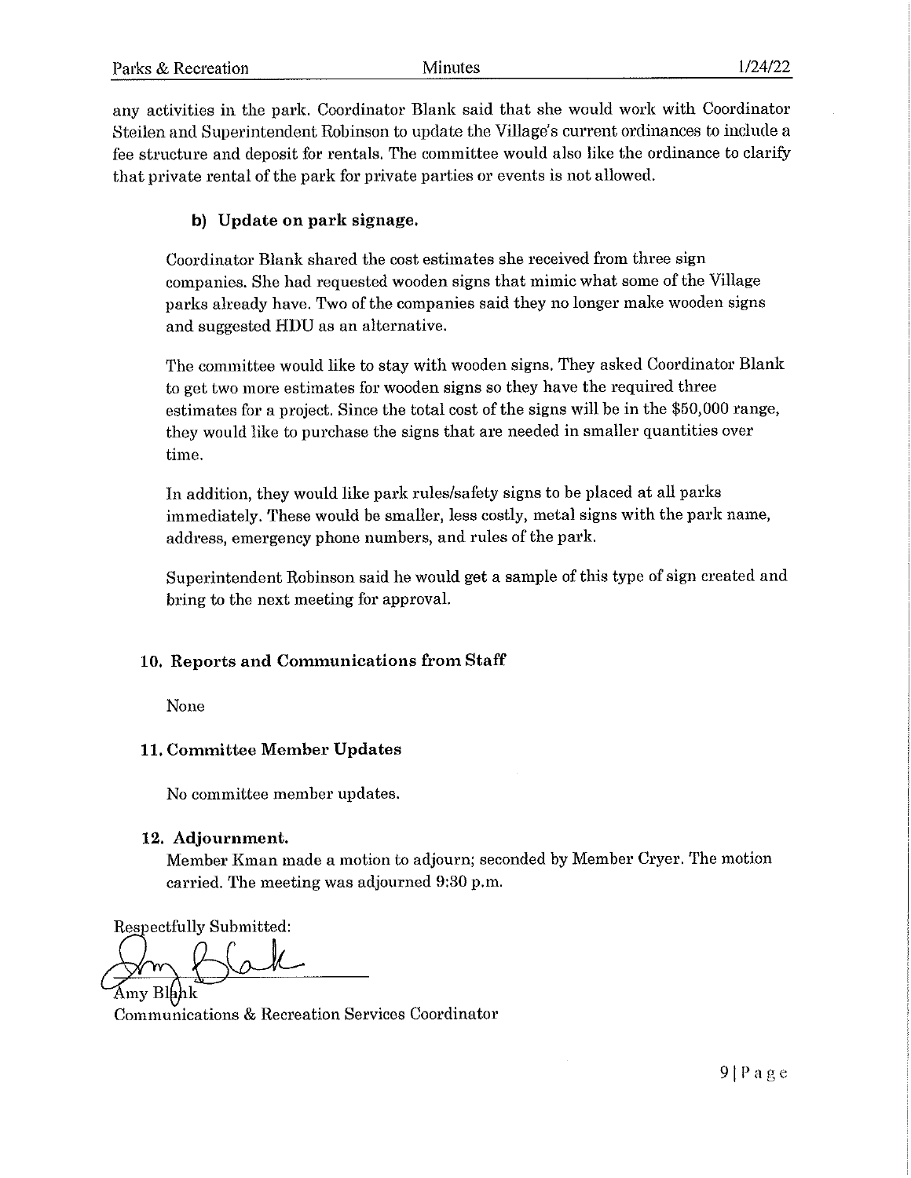any activities in the park. Coordinator Blank said that she would work with Coordinator Steilen and Superintendent Robinson to update the Village's current ordinances to include a fee structure and deposit for rentals. The committee would also like the ordinance to clarify that private rental of the park for private parties or events is not allowed.

**b) Update on park signage.**

Coordinator Blank shared the cost estimates she received from three sign companies. She had requested wooden signs that mimic what some of the Village parks already have. Two of the companies said they no longer make wooden signs and suggested HDU as an alternative.

The committee would like to stay with wooden signs. They asked Coordinator Blank to get two more estimates for wooden signs so they have the required three estimates for a project. Since the total cost of the signs will be in the $50,000 range, they would like to purchase the signs that are needed in smaller quantities over time.

In addition, they would like park rules/safety signs to be placed at all parks immediately. These would be smaller, less costly, metal signs with the park name, address, emergency phone numbers, and rules of the park.

Superintendent Robinson said he would get a sample of this type of sign created and bring to the next meeting for approval.

## 10. Reports and Communications from Staff

None

## 11. Committee Member Updates

No committee member updates.

## 12. Adjournment.

Member Kman made a motion to adjourn; seconded by Member Cryer. The motion carried. The meeting was adjourned 9:30 p.m.

Respectfully Submitted:

Amy Blank
Communications & Recreation Services Coordinator